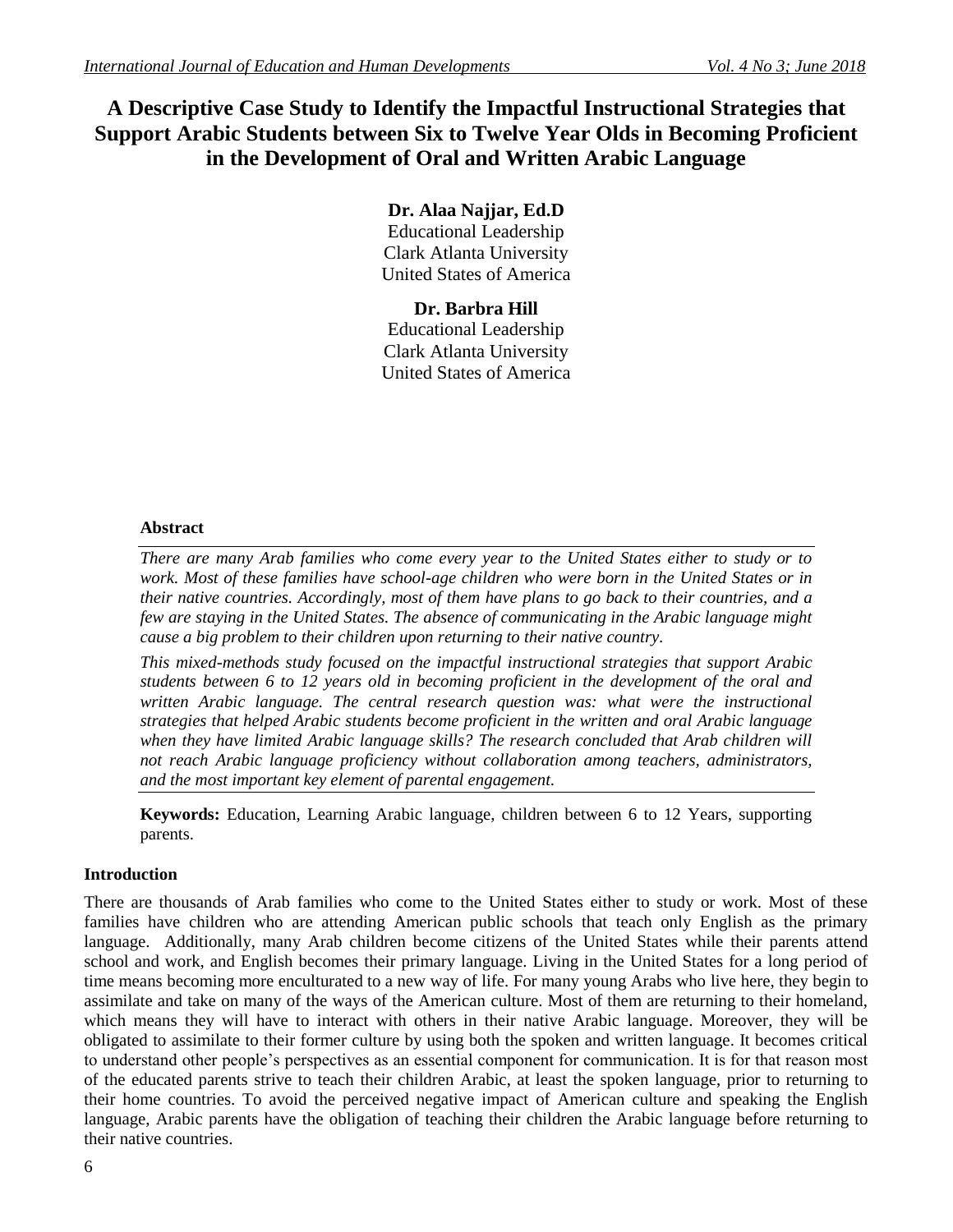# A Descriptive Case Study to Identify the Impactful Instructional Strategies that Support Arabic Students between Six to Twelve Year Olds in Becoming Proficient in the Development of Oral and Written Arabic Language

**Dr. Alaa Najjar, Ed.D**
Educational Leadership
Clark Atlanta University
United States of America

**Dr. Barbra Hill**
Educational Leadership
Clark Atlanta University
United States of America

## Abstract

*There are many Arab families who come every year to the United States either to study or to work. Most of these families have school-age children who were born in the United States or in their native countries. Accordingly, most of them have plans to go back to their countries, and a few are staying in the United States. The absence of communicating in the Arabic language might cause a big problem to their children upon returning to their native country.*

*This mixed-methods study focused on the impactful instructional strategies that support Arabic students between 6 to 12 years old in becoming proficient in the development of the oral and written Arabic language. The central research question was: what were the instructional strategies that helped Arabic students become proficient in the written and oral Arabic language when they have limited Arabic language skills? The research concluded that Arab children will not reach Arabic language proficiency without collaboration among teachers, administrators, and the most important key element of parental engagement.*

**Keywords:** Education, Learning Arabic language, children between 6 to 12 Years, supporting parents.

## Introduction

There are thousands of Arab families who come to the United States either to study or work. Most of these families have children who are attending American public schools that teach only English as the primary language. Additionally, many Arab children become citizens of the United States while their parents attend school and work, and English becomes their primary language. Living in the United States for a long period of time means becoming more enculturated to a new way of life. For many young Arabs who live here, they begin to assimilate and take on many of the ways of the American culture. Most of them are returning to their homeland, which means they will have to interact with others in their native Arabic language. Moreover, they will be obligated to assimilate to their former culture by using both the spoken and written language. It becomes critical to understand other people's perspectives as an essential component for communication. It is for that reason most of the educated parents strive to teach their children Arabic, at least the spoken language, prior to returning to their home countries. To avoid the perceived negative impact of American culture and speaking the English language, Arabic parents have the obligation of teaching their children the Arabic language before returning to their native countries.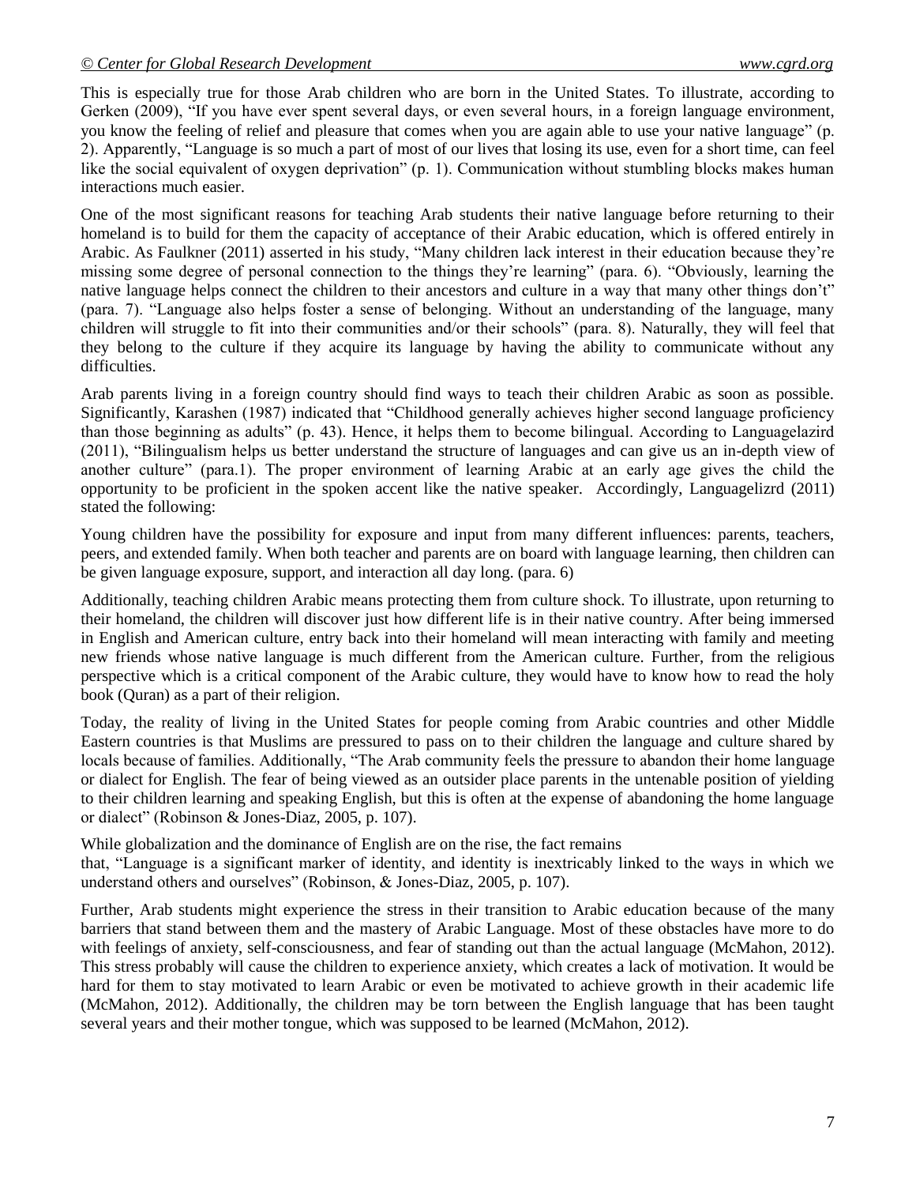This is especially true for those Arab children who are born in the United States. To illustrate, according to Gerken (2009), "If you have ever spent several days, or even several hours, in a foreign language environment, you know the feeling of relief and pleasure that comes when you are again able to use your native language" (p. 2). Apparently, "Language is so much a part of most of our lives that losing its use, even for a short time, can feel like the social equivalent of oxygen deprivation" (p. 1). Communication without stumbling blocks makes human interactions much easier.

One of the most significant reasons for teaching Arab students their native language before returning to their homeland is to build for them the capacity of acceptance of their Arabic education, which is offered entirely in Arabic. As Faulkner (2011) asserted in his study, "Many children lack interest in their education because they're missing some degree of personal connection to the things they're learning" (para. 6). "Obviously, learning the native language helps connect the children to their ancestors and culture in a way that many other things don't" (para. 7). "Language also helps foster a sense of belonging. Without an understanding of the language, many children will struggle to fit into their communities and/or their schools" (para. 8). Naturally, they will feel that they belong to the culture if they acquire its language by having the ability to communicate without any difficulties.

Arab parents living in a foreign country should find ways to teach their children Arabic as soon as possible. Significantly, Karashen (1987) indicated that "Childhood generally achieves higher second language proficiency than those beginning as adults" (p. 43). Hence, it helps them to become bilingual. According to Languagelazird (2011), "Bilingualism helps us better understand the structure of languages and can give us an in-depth view of another culture" (para.1). The proper environment of learning Arabic at an early age gives the child the opportunity to be proficient in the spoken accent like the native speaker. Accordingly, Languagelizrd (2011) stated the following:

Young children have the possibility for exposure and input from many different influences: parents, teachers, peers, and extended family. When both teacher and parents are on board with language learning, then children can be given language exposure, support, and interaction all day long. (para. 6)

Additionally, teaching children Arabic means protecting them from culture shock. To illustrate, upon returning to their homeland, the children will discover just how different life is in their native country. After being immersed in English and American culture, entry back into their homeland will mean interacting with family and meeting new friends whose native language is much different from the American culture. Further, from the religious perspective which is a critical component of the Arabic culture, they would have to know how to read the holy book (Quran) as a part of their religion.

Today, the reality of living in the United States for people coming from Arabic countries and other Middle Eastern countries is that Muslims are pressured to pass on to their children the language and culture shared by locals because of families. Additionally, "The Arab community feels the pressure to abandon their home language or dialect for English. The fear of being viewed as an outsider place parents in the untenable position of yielding to their children learning and speaking English, but this is often at the expense of abandoning the home language or dialect" (Robinson & Jones-Diaz, 2005, p. 107).

While globalization and the dominance of English are on the rise, the fact remains that, "Language is a significant marker of identity, and identity is inextricably linked to the ways in which we understand others and ourselves" (Robinson, & Jones-Diaz, 2005, p. 107).

Further, Arab students might experience the stress in their transition to Arabic education because of the many barriers that stand between them and the mastery of Arabic Language. Most of these obstacles have more to do with feelings of anxiety, self-consciousness, and fear of standing out than the actual language (McMahon, 2012). This stress probably will cause the children to experience anxiety, which creates a lack of motivation. It would be hard for them to stay motivated to learn Arabic or even be motivated to achieve growth in their academic life (McMahon, 2012). Additionally, the children may be torn between the English language that has been taught several years and their mother tongue, which was supposed to be learned (McMahon, 2012).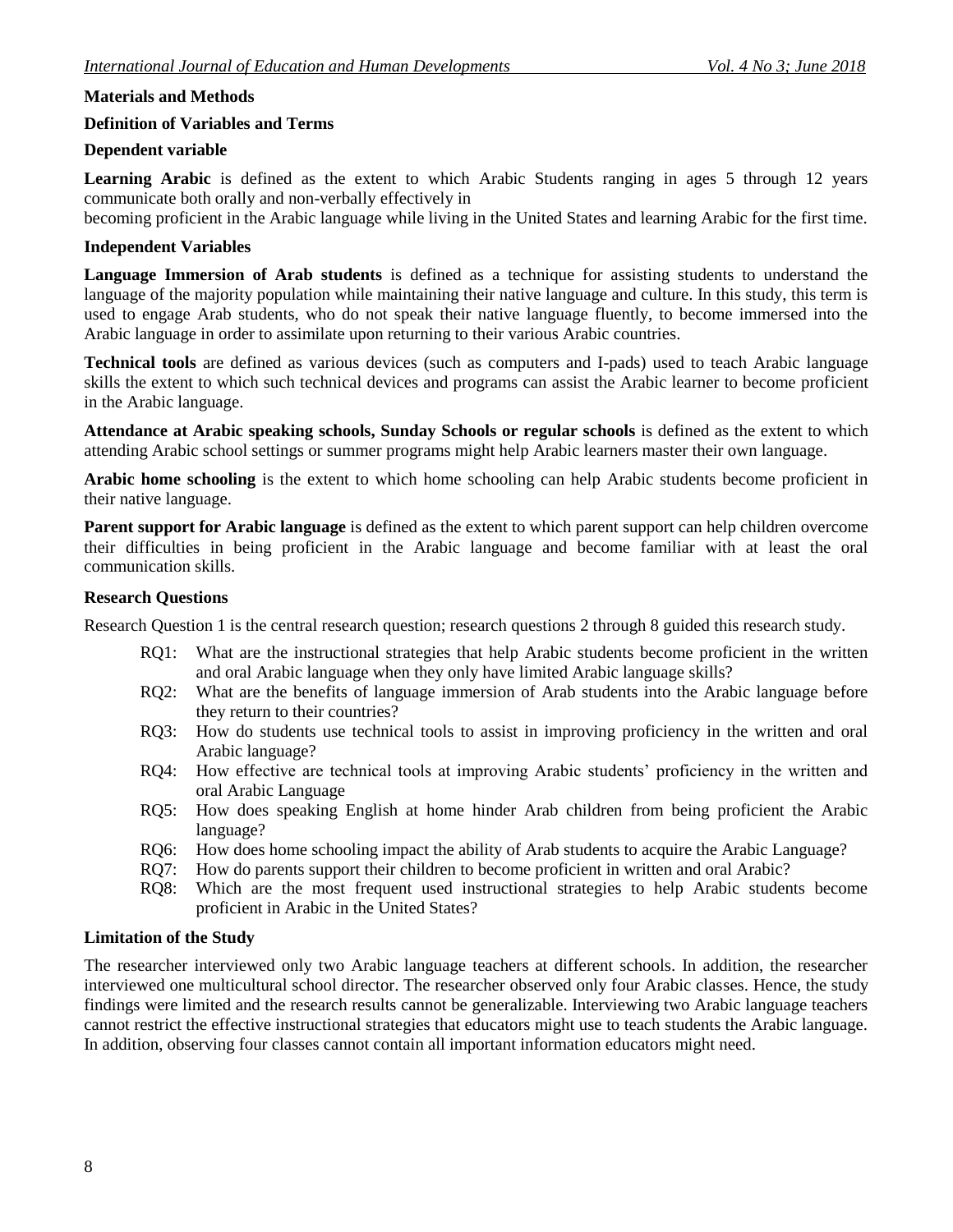**Materials and Methods**

**Definition of Variables and Terms**

**Dependent variable**

**Learning Arabic** is defined as the extent to which Arabic Students ranging in ages 5 through 12 years communicate both orally and non-verbally effectively in
becoming proficient in the Arabic language while living in the United States and learning Arabic for the first time.

**Independent Variables**

**Language Immersion of Arab students** is defined as a technique for assisting students to understand the language of the majority population while maintaining their native language and culture. In this study, this term is used to engage Arab students, who do not speak their native language fluently, to become immersed into the Arabic language in order to assimilate upon returning to their various Arabic countries.

**Technical tools** are defined as various devices (such as computers and I-pads) used to teach Arabic language skills the extent to which such technical devices and programs can assist the Arabic learner to become proficient in the Arabic language.

**Attendance at Arabic speaking schools, Sunday Schools or regular schools** is defined as the extent to which attending Arabic school settings or summer programs might help Arabic learners master their own language.

**Arabic home schooling** is the extent to which home schooling can help Arabic students become proficient in their native language.

**Parent support for Arabic language** is defined as the extent to which parent support can help children overcome their difficulties in being proficient in the Arabic language and become familiar with at least the oral communication skills.

**Research Questions**

Research Question 1 is the central research question; research questions 2 through 8 guided this research study.

- RQ1: What are the instructional strategies that help Arabic students become proficient in the written and oral Arabic language when they only have limited Arabic language skills?
- RQ2: What are the benefits of language immersion of Arab students into the Arabic language before they return to their countries?
- RQ3: How do students use technical tools to assist in improving proficiency in the written and oral Arabic language?
- RQ4: How effective are technical tools at improving Arabic students' proficiency in the written and oral Arabic Language
- RQ5: How does speaking English at home hinder Arab children from being proficient the Arabic language?
- RQ6: How does home schooling impact the ability of Arab students to acquire the Arabic Language?
- RQ7: How do parents support their children to become proficient in written and oral Arabic?
- RQ8: Which are the most frequent used instructional strategies to help Arabic students become proficient in Arabic in the United States?

**Limitation of the Study**

The researcher interviewed only two Arabic language teachers at different schools. In addition, the researcher interviewed one multicultural school director. The researcher observed only four Arabic classes. Hence, the study findings were limited and the research results cannot be generalizable. Interviewing two Arabic language teachers cannot restrict the effective instructional strategies that educators might use to teach students the Arabic language. In addition, observing four classes cannot contain all important information educators might need.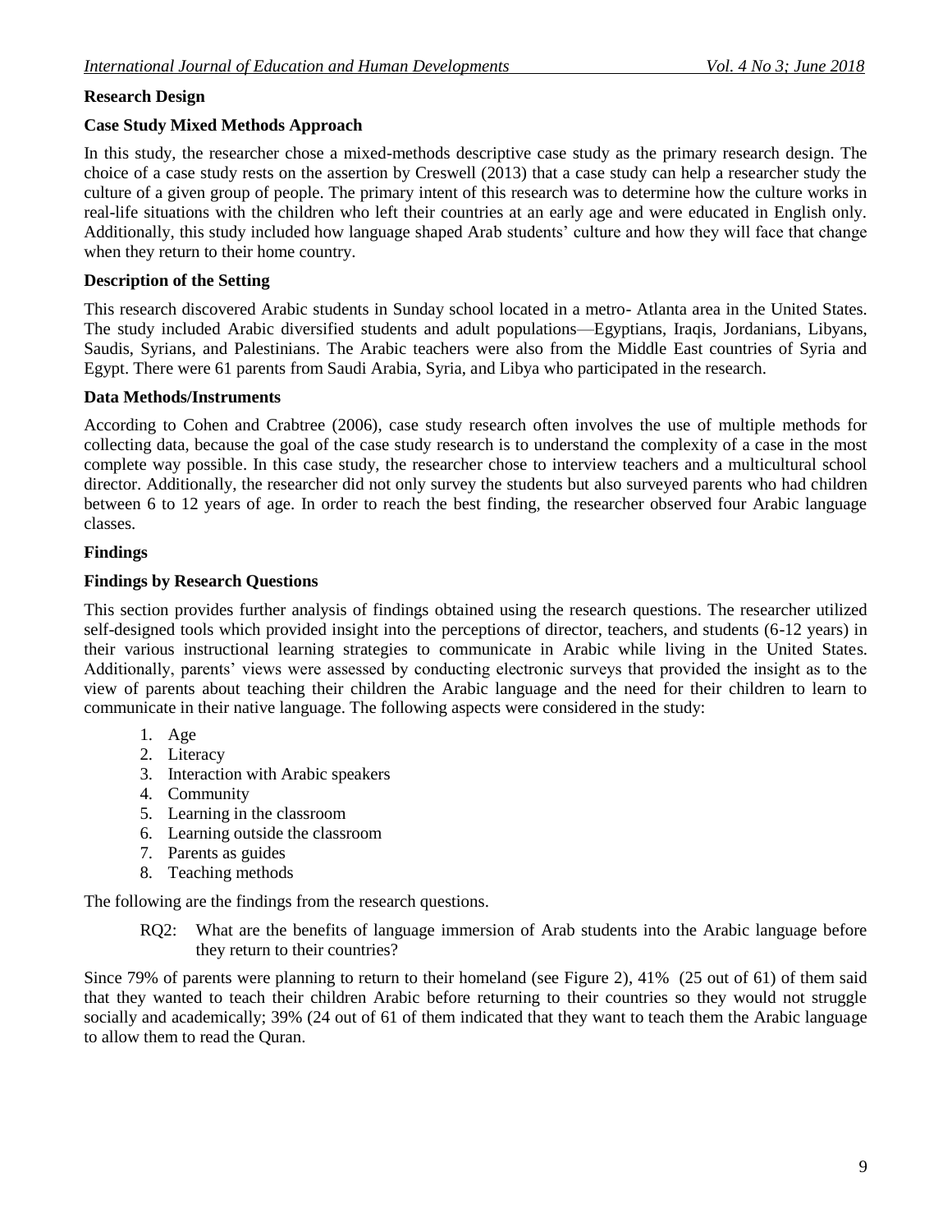### Research Design

### Case Study Mixed Methods Approach

In this study, the researcher chose a mixed-methods descriptive case study as the primary research design. The choice of a case study rests on the assertion by Creswell (2013) that a case study can help a researcher study the culture of a given group of people. The primary intent of this research was to determine how the culture works in real-life situations with the children who left their countries at an early age and were educated in English only. Additionally, this study included how language shaped Arab students' culture and how they will face that change when they return to their home country.

### Description of the Setting

This research discovered Arabic students in Sunday school located in a metro- Atlanta area in the United States. The study included Arabic diversified students and adult populations—Egyptians, Iraqis, Jordanians, Libyans, Saudis, Syrians, and Palestinians. The Arabic teachers were also from the Middle East countries of Syria and Egypt. There were 61 parents from Saudi Arabia, Syria, and Libya who participated in the research.

### Data Methods/Instruments

According to Cohen and Crabtree (2006), case study research often involves the use of multiple methods for collecting data, because the goal of the case study research is to understand the complexity of a case in the most complete way possible. In this case study, the researcher chose to interview teachers and a multicultural school director. Additionally, the researcher did not only survey the students but also surveyed parents who had children between 6 to 12 years of age. In order to reach the best finding, the researcher observed four Arabic language classes.

## Findings

### Findings by Research Questions

This section provides further analysis of findings obtained using the research questions. The researcher utilized self-designed tools which provided insight into the perceptions of director, teachers, and students (6-12 years) in their various instructional learning strategies to communicate in Arabic while living in the United States. Additionally, parents' views were assessed by conducting electronic surveys that provided the insight as to the view of parents about teaching their children the Arabic language and the need for their children to learn to communicate in their native language. The following aspects were considered in the study:

1. Age
2. Literacy
3. Interaction with Arabic speakers
4. Community
5. Learning in the classroom
6. Learning outside the classroom
7. Parents as guides
8. Teaching methods

The following are the findings from the research questions.

> RQ2: What are the benefits of language immersion of Arab students into the Arabic language before they return to their countries?

Since 79% of parents were planning to return to their homeland (see Figure 2), 41% (25 out of 61) of them said that they wanted to teach their children Arabic before returning to their countries so they would not struggle socially and academically; 39% (24 out of 61 of them indicated that they want to teach them the Arabic language to allow them to read the Quran.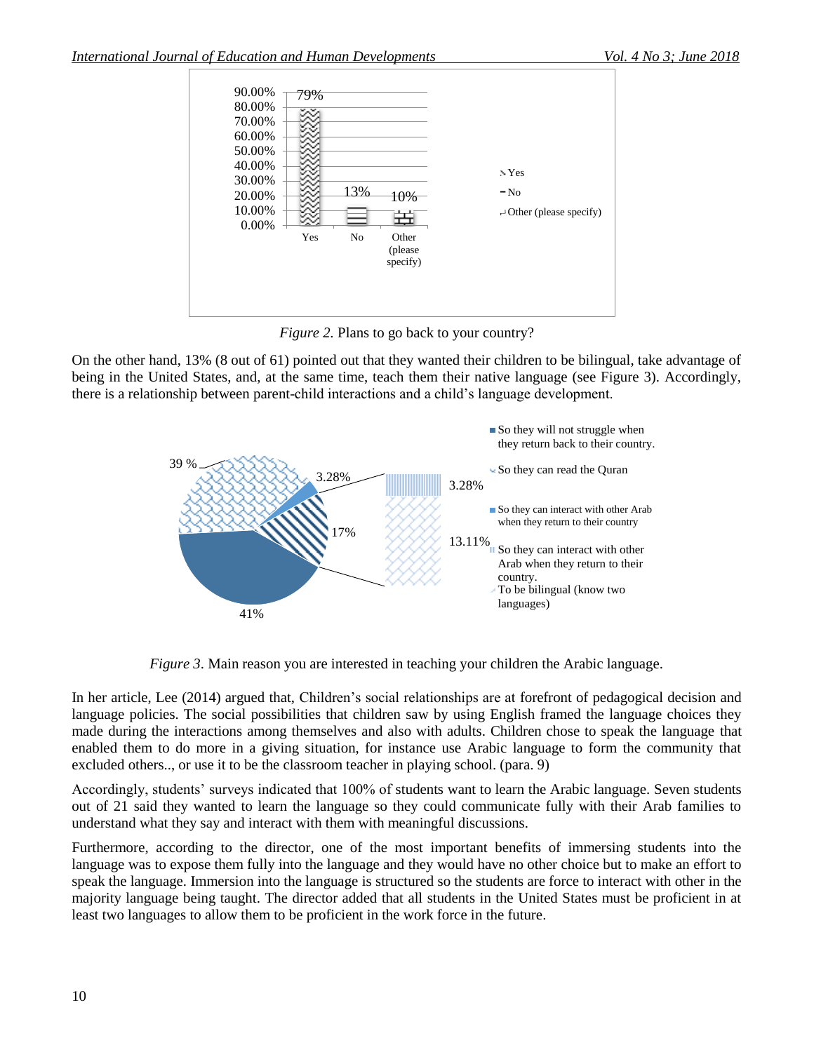90.00%
80.00%
70.00%
60.00%
50.00%
40.00%
30.00%
20.00%
10.00%
0.00%

79%
13%
10%

Yes
No
Other (please specify)

Yes
No
Other (please specify)

*Figure 2.* Plans to go back to your country?

On the other hand, 13% (8 out of 61) pointed out that they wanted their children to be bilingual, take advantage of being in the United States, and, at the same time, teach them their native language (see Figure 3). Accordingly, there is a relationship between parent-child interactions and a child's language development.

39 %
3.28%
17%
41%
3.28%
13.11%

So they will not struggle when they return back to their country.
So they can read the Quran
So they can interact with other Arab when they return to their country
So they can interact with other Arab when they return to their country.
To be bilingual (know two languages)

*Figure 3*. Main reason you are interested in teaching your children the Arabic language.

In her article, Lee (2014) argued that, Children's social relationships are at forefront of pedagogical decision and language policies. The social possibilities that children saw by using English framed the language choices they made during the interactions among themselves and also with adults. Children chose to speak the language that enabled them to do more in a giving situation, for instance use Arabic language to form the community that excluded others.., or use it to be the classroom teacher in playing school. (para. 9)

Accordingly, students' surveys indicated that 100% of students want to learn the Arabic language. Seven students out of 21 said they wanted to learn the language so they could communicate fully with their Arab families to understand what they say and interact with them with meaningful discussions.

Furthermore, according to the director, one of the most important benefits of immersing students into the language was to expose them fully into the language and they would have no other choice but to make an effort to speak the language. Immersion into the language is structured so the students are force to interact with other in the majority language being taught. The director added that all students in the United States must be proficient in at least two languages to allow them to be proficient in the work force in the future.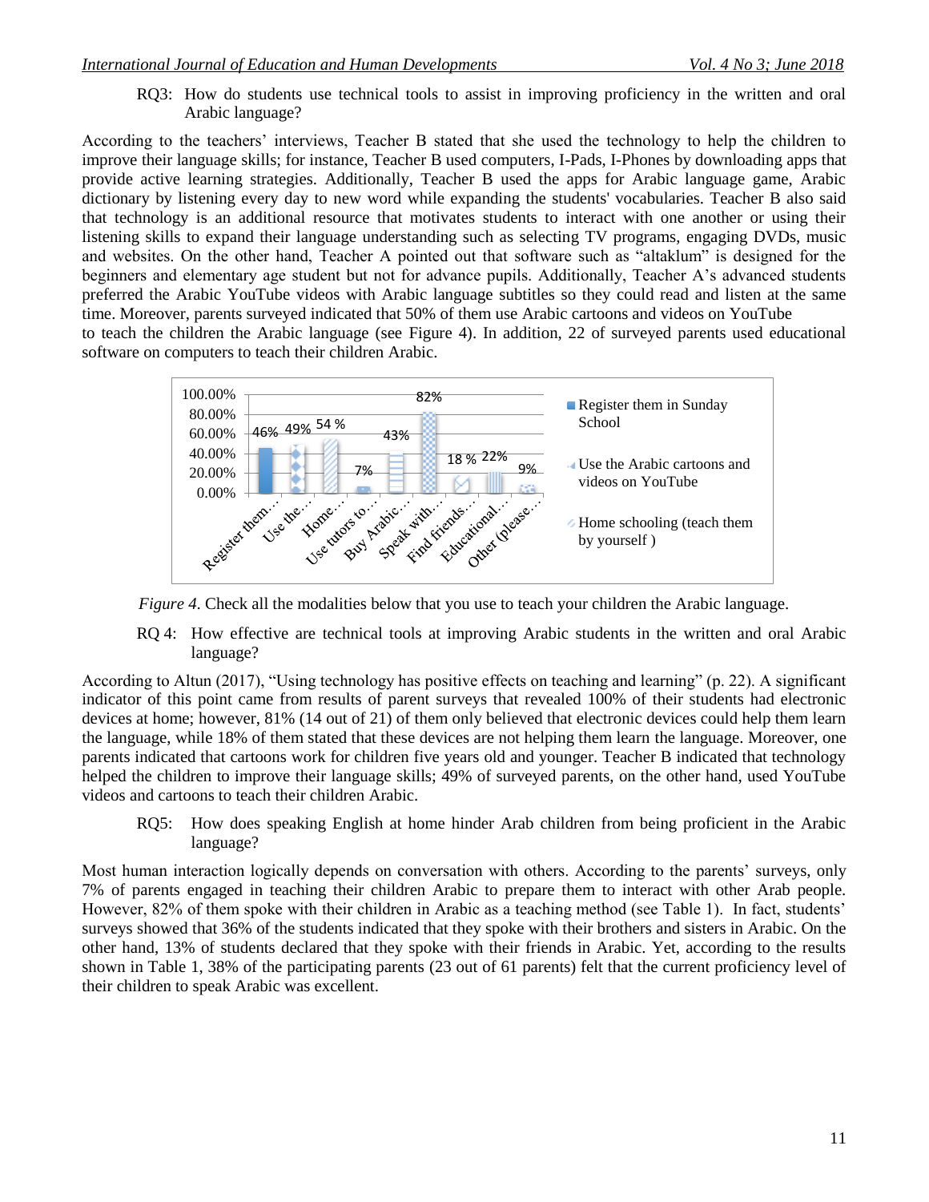RQ3: How do students use technical tools to assist in improving proficiency in the written and oral Arabic language?

According to the teachers' interviews, Teacher B stated that she used the technology to help the children to improve their language skills; for instance, Teacher B used computers, I-Pads, I-Phones by downloading apps that provide active learning strategies. Additionally, Teacher B used the apps for Arabic language game, Arabic dictionary by listening every day to new word while expanding the students' vocabularies. Teacher B also said that technology is an additional resource that motivates students to interact with one another or using their listening skills to expand their language understanding such as selecting TV programs, engaging DVDs, music and websites. On the other hand, Teacher A pointed out that software such as "altaklum" is designed for the beginners and elementary age student but not for advance pupils. Additionally, Teacher A's advanced students preferred the Arabic YouTube videos with Arabic language subtitles so they could read and listen at the same time. Moreover, parents surveyed indicated that 50% of them use Arabic cartoons and videos on YouTube to teach the children the Arabic language (see Figure 4). In addition, 22 of surveyed parents used educational software on computers to teach their children Arabic.

100.00%
80.00%
60.00%
40.00%
20.00%
0.00%

46% 49% 54 % 7% 43% 82% 18 % 22% 9%

Register them... Use the... Home... Use tutors to... Buy Arabic... Speak with... Find friends... Educational... Other (please...

Register them in Sunday School

Use the Arabic cartoons and videos on YouTube

Home schooling (teach them by yourself )

*Figure 4.* Check all the modalities below that you use to teach your children the Arabic language.

RQ 4: How effective are technical tools at improving Arabic students in the written and oral Arabic language?

According to Altun (2017), "Using technology has positive effects on teaching and learning" (p. 22). A significant indicator of this point came from results of parent surveys that revealed 100% of their students had electronic devices at home; however, 81% (14 out of 21) of them only believed that electronic devices could help them learn the language, while 18% of them stated that these devices are not helping them learn the language. Moreover, one parents indicated that cartoons work for children five years old and younger. Teacher B indicated that technology helped the children to improve their language skills; 49% of surveyed parents, on the other hand, used YouTube videos and cartoons to teach their children Arabic.

RQ5: How does speaking English at home hinder Arab children from being proficient in the Arabic language?

Most human interaction logically depends on conversation with others. According to the parents' surveys, only 7% of parents engaged in teaching their children Arabic to prepare them to interact with other Arab people. However, 82% of them spoke with their children in Arabic as a teaching method (see Table 1). In fact, students' surveys showed that 36% of the students indicated that they spoke with their brothers and sisters in Arabic. On the other hand, 13% of students declared that they spoke with their friends in Arabic. Yet, according to the results shown in Table 1, 38% of the participating parents (23 out of 61 parents) felt that the current proficiency level of their children to speak Arabic was excellent.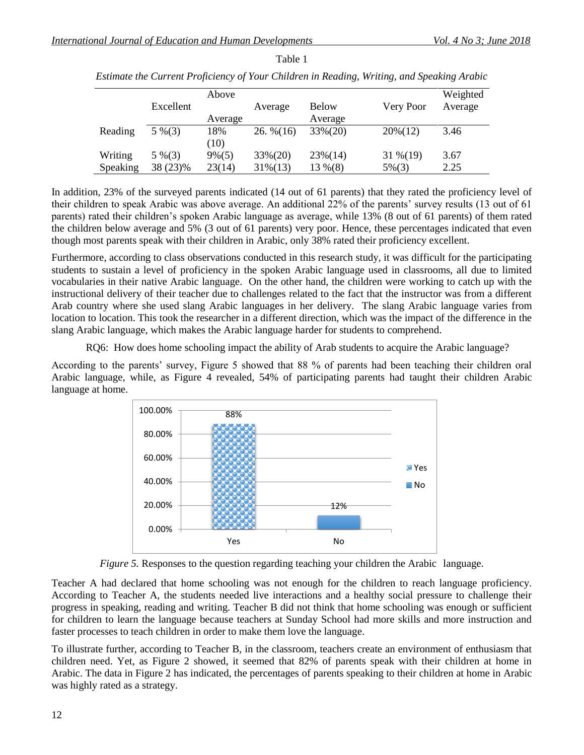Table 1

*Estimate the Current Proficiency of Your Children in Reading, Writing, and Speaking Arabic*

| | Excellent | Above Average | Average | Below Average | Very Poor | Weighted Average |
|---|---|---|---|---|---|---|
| Reading | 5 %(3) | 18% (10) | 26. %(16) | 33%(20) | 20%(12) | 3.46 |
| Writing | 5 %(3) | 9%(5) | 33%(20) | 23%(14) | 31 %(19) | 3.67 |
| Speaking | 38 (23)% | 23(14) | 31%(13) | 13 %(8) | 5%(3) | 2.25 |

In addition, 23% of the surveyed parents indicated (14 out of 61 parents) that they rated the proficiency level of their children to speak Arabic was above average. An additional 22% of the parents' survey results (13 out of 61 parents) rated their children's spoken Arabic language as average, while 13% (8 out of 61 parents) of them rated the children below average and 5% (3 out of 61 parents) very poor. Hence, these percentages indicated that even though most parents speak with their children in Arabic, only 38% rated their proficiency excellent.

Furthermore, according to class observations conducted in this research study, it was difficult for the participating students to sustain a level of proficiency in the spoken Arabic language used in classrooms, all due to limited vocabularies in their native Arabic language. On the other hand, the children were working to catch up with the instructional delivery of their teacher due to challenges related to the fact that the instructor was from a different Arab country where she used slang Arabic languages in her delivery. The slang Arabic language varies from location to location. This took the researcher in a different direction, which was the impact of the difference in the slang Arabic language, which makes the Arabic language harder for students to comprehend.

RQ6: How does home schooling impact the ability of Arab students to acquire the Arabic language?

According to the parents' survey, Figure 5 showed that 88 % of parents had been teaching their children oral Arabic language, while, as Figure 4 revealed, 54% of participating parents had taught their children Arabic language at home.

100.00%
80.00%
60.00%
40.00%
20.00%
0.00%
88%
12%
Yes
No
Yes
No

*Figure 5.* Responses to the question regarding teaching your children the Arabic language.

Teacher A had declared that home schooling was not enough for the children to reach language proficiency. According to Teacher A, the students needed live interactions and a healthy social pressure to challenge their progress in speaking, reading and writing. Teacher B did not think that home schooling was enough or sufficient for children to learn the language because teachers at Sunday School had more skills and more instruction and faster processes to teach children in order to make them love the language.

To illustrate further, according to Teacher B, in the classroom, teachers create an environment of enthusiasm that children need. Yet, as Figure 2 showed, it seemed that 82% of parents speak with their children at home in Arabic. The data in Figure 2 has indicated, the percentages of parents speaking to their children at home in Arabic was highly rated as a strategy.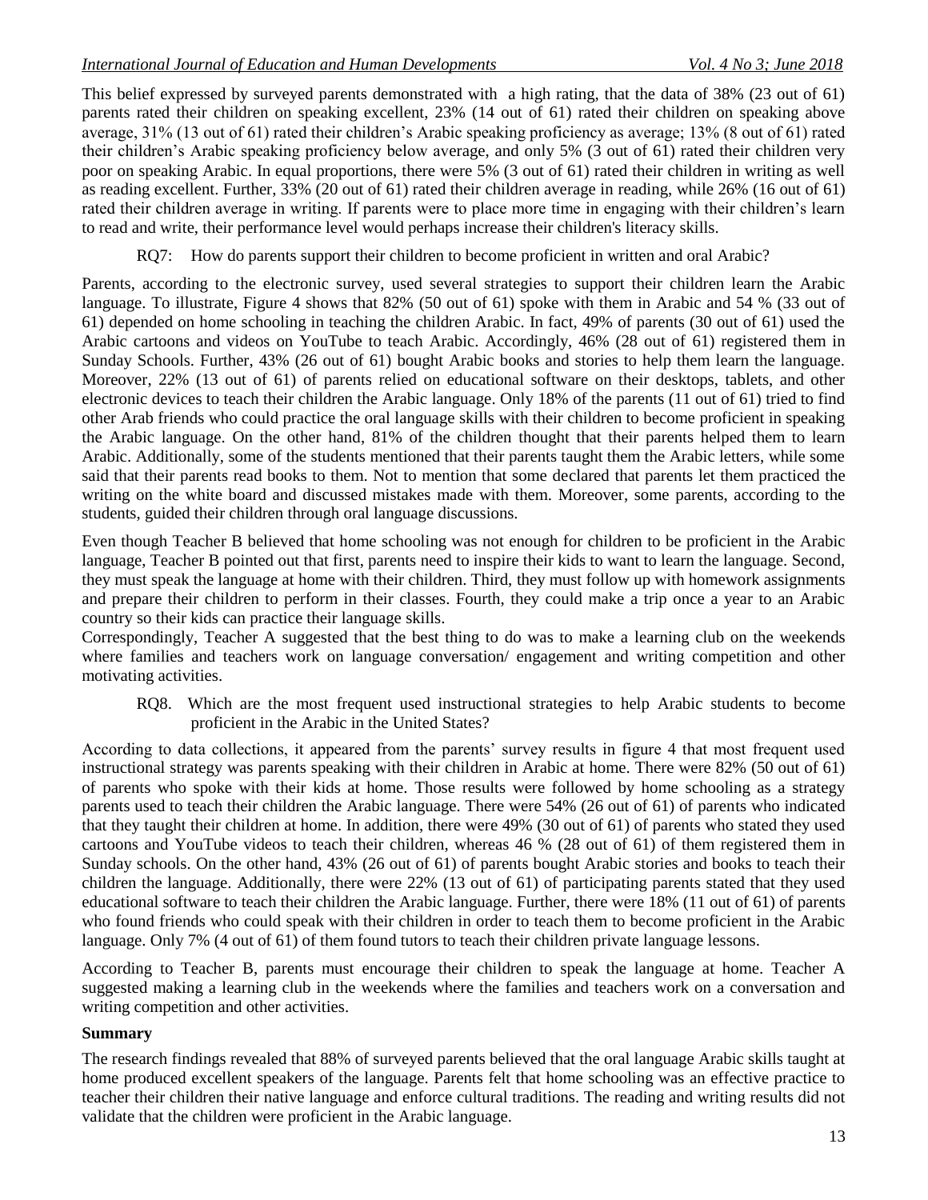This belief expressed by surveyed parents demonstrated with a high rating, that the data of 38% (23 out of 61) parents rated their children on speaking excellent, 23% (14 out of 61) rated their children on speaking above average, 31% (13 out of 61) rated their children's Arabic speaking proficiency as average; 13% (8 out of 61) rated their children's Arabic speaking proficiency below average, and only 5% (3 out of 61) rated their children very poor on speaking Arabic. In equal proportions, there were 5% (3 out of 61) rated their children in writing as well as reading excellent. Further, 33% (20 out of 61) rated their children average in reading, while 26% (16 out of 61) rated their children average in writing. If parents were to place more time in engaging with their children's learn to read and write, their performance level would perhaps increase their children's literacy skills.

RQ7: How do parents support their children to become proficient in written and oral Arabic?

Parents, according to the electronic survey, used several strategies to support their children learn the Arabic language. To illustrate, Figure 4 shows that 82% (50 out of 61) spoke with them in Arabic and 54 % (33 out of 61) depended on home schooling in teaching the children Arabic. In fact, 49% of parents (30 out of 61) used the Arabic cartoons and videos on YouTube to teach Arabic. Accordingly, 46% (28 out of 61) registered them in Sunday Schools. Further, 43% (26 out of 61) bought Arabic books and stories to help them learn the language. Moreover, 22% (13 out of 61) of parents relied on educational software on their desktops, tablets, and other electronic devices to teach their children the Arabic language. Only 18% of the parents (11 out of 61) tried to find other Arab friends who could practice the oral language skills with their children to become proficient in speaking the Arabic language. On the other hand, 81% of the children thought that their parents helped them to learn Arabic. Additionally, some of the students mentioned that their parents taught them the Arabic letters, while some said that their parents read books to them. Not to mention that some declared that parents let them practiced the writing on the white board and discussed mistakes made with them. Moreover, some parents, according to the students, guided their children through oral language discussions.

Even though Teacher B believed that home schooling was not enough for children to be proficient in the Arabic language, Teacher B pointed out that first, parents need to inspire their kids to want to learn the language. Second, they must speak the language at home with their children. Third, they must follow up with homework assignments and prepare their children to perform in their classes. Fourth, they could make a trip once a year to an Arabic country so their kids can practice their language skills.

Correspondingly, Teacher A suggested that the best thing to do was to make a learning club on the weekends where families and teachers work on language conversation/ engagement and writing competition and other motivating activities.

RQ8. Which are the most frequent used instructional strategies to help Arabic students to become proficient in the Arabic in the United States?

According to data collections, it appeared from the parents' survey results in figure 4 that most frequent used instructional strategy was parents speaking with their children in Arabic at home. There were 82% (50 out of 61) of parents who spoke with their kids at home. Those results were followed by home schooling as a strategy parents used to teach their children the Arabic language. There were 54% (26 out of 61) of parents who indicated that they taught their children at home. In addition, there were 49% (30 out of 61) of parents who stated they used cartoons and YouTube videos to teach their children, whereas 46 % (28 out of 61) of them registered them in Sunday schools. On the other hand, 43% (26 out of 61) of parents bought Arabic stories and books to teach their children the language. Additionally, there were 22% (13 out of 61) of participating parents stated that they used educational software to teach their children the Arabic language. Further, there were 18% (11 out of 61) of parents who found friends who could speak with their children in order to teach them to become proficient in the Arabic language. Only 7% (4 out of 61) of them found tutors to teach their children private language lessons.

According to Teacher B, parents must encourage their children to speak the language at home. Teacher A suggested making a learning club in the weekends where the families and teachers work on a conversation and writing competition and other activities.

**Summary**

The research findings revealed that 88% of surveyed parents believed that the oral language Arabic skills taught at home produced excellent speakers of the language. Parents felt that home schooling was an effective practice to teacher their children their native language and enforce cultural traditions. The reading and writing results did not validate that the children were proficient in the Arabic language.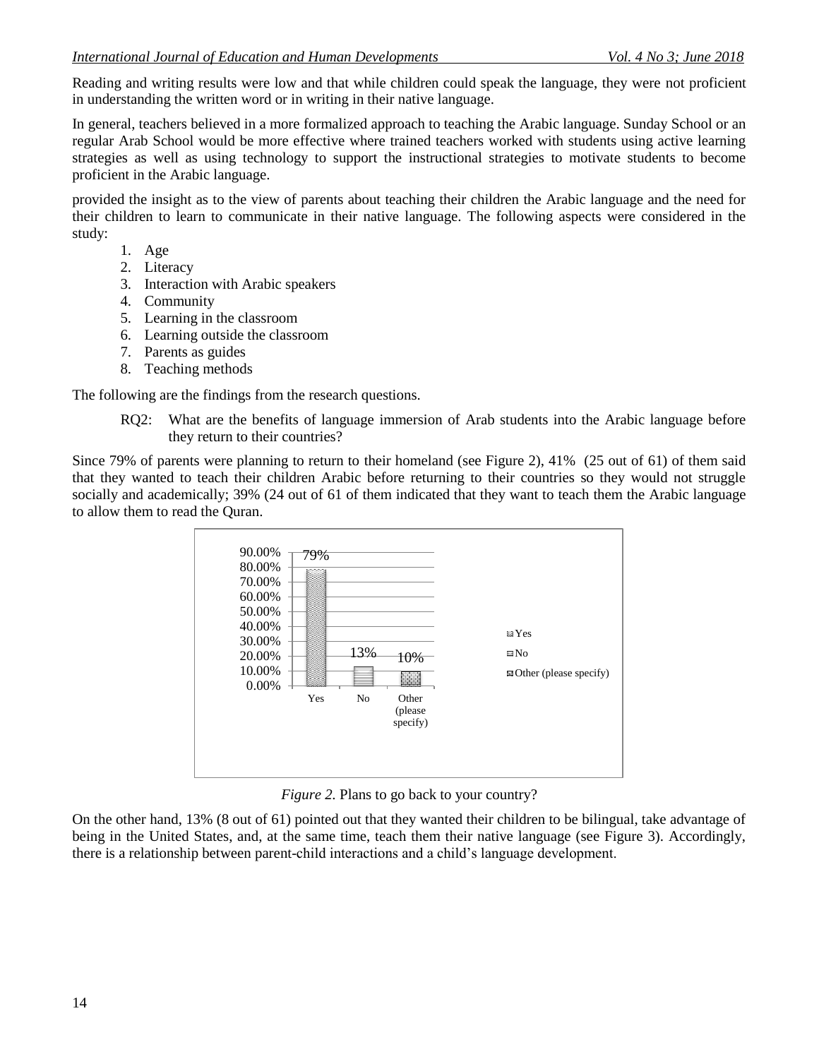Reading and writing results were low and that while children could speak the language, they were not proficient in understanding the written word or in writing in their native language.

In general, teachers believed in a more formalized approach to teaching the Arabic language. Sunday School or an regular Arab School would be more effective where trained teachers worked with students using active learning strategies as well as using technology to support the instructional strategies to motivate students to become proficient in the Arabic language.

provided the insight as to the view of parents about teaching their children the Arabic language and the need for their children to learn to communicate in their native language. The following aspects were considered in the study:

1. Age
2. Literacy
3. Interaction with Arabic speakers
4. Community
5. Learning in the classroom
6. Learning outside the classroom
7. Parents as guides
8. Teaching methods

The following are the findings from the research questions.

RQ2: What are the benefits of language immersion of Arab students into the Arabic language before they return to their countries?

Since 79% of parents were planning to return to their homeland (see Figure 2), 41% (25 out of 61) of them said that they wanted to teach their children Arabic before returning to their countries so they would not struggle socially and academically; 39% (24 out of 61 of them indicated that they want to teach them the Arabic language to allow them to read the Quran.

90.00%
80.00%
70.00%
60.00%
50.00%
40.00%
30.00%
20.00%
10.00%
0.00%

79%
13%
10%

Yes
No
Other (please specify)

Yes
No
Other (please specify)

*Figure 2.* Plans to go back to your country?

On the other hand, 13% (8 out of 61) pointed out that they wanted their children to be bilingual, take advantage of being in the United States, and, at the same time, teach them their native language (see Figure 3). Accordingly, there is a relationship between parent-child interactions and a child's language development.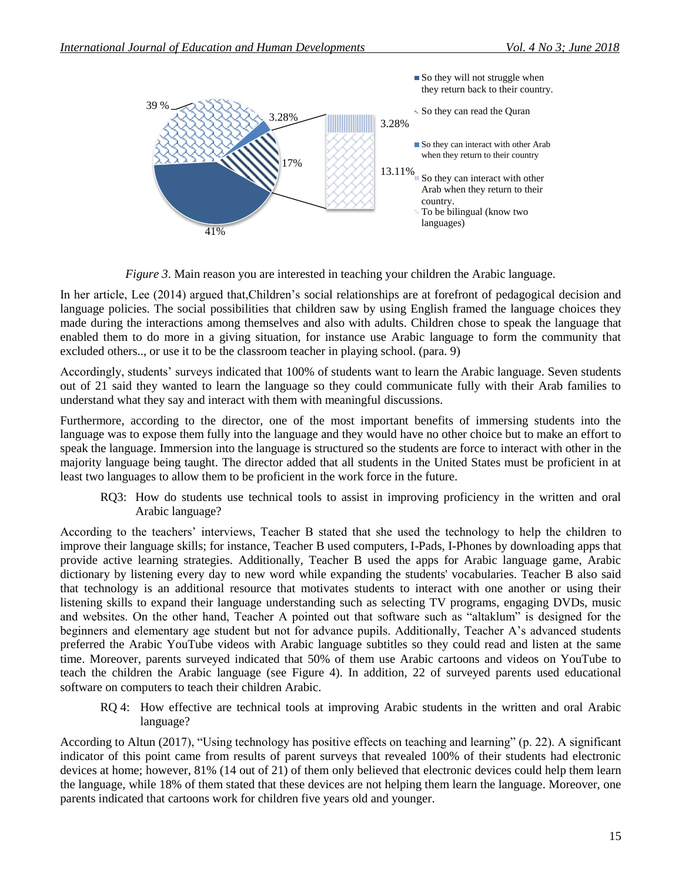39 %

3.28%

17%

41%

3.28%

13.11%

So they will not struggle when they return back to their country.

So they can read the Quran

So they can interact with other Arab when they return to their country

So they can interact with other Arab when they return to their country.

To be bilingual (know two languages)

*Figure 3*. Main reason you are interested in teaching your children the Arabic language.

In her article, Lee (2014) argued that,Children's social relationships are at forefront of pedagogical decision and language policies. The social possibilities that children saw by using English framed the language choices they made during the interactions among themselves and also with adults. Children chose to speak the language that enabled them to do more in a giving situation, for instance use Arabic language to form the community that excluded others.., or use it to be the classroom teacher in playing school. (para. 9)

Accordingly, students' surveys indicated that 100% of students want to learn the Arabic language. Seven students out of 21 said they wanted to learn the language so they could communicate fully with their Arab families to understand what they say and interact with them with meaningful discussions.

Furthermore, according to the director, one of the most important benefits of immersing students into the language was to expose them fully into the language and they would have no other choice but to make an effort to speak the language. Immersion into the language is structured so the students are force to interact with other in the majority language being taught. The director added that all students in the United States must be proficient in at least two languages to allow them to be proficient in the work force in the future.

RQ3: How do students use technical tools to assist in improving proficiency in the written and oral Arabic language?

According to the teachers' interviews, Teacher B stated that she used the technology to help the children to improve their language skills; for instance, Teacher B used computers, I-Pads, I-Phones by downloading apps that provide active learning strategies. Additionally, Teacher B used the apps for Arabic language game, Arabic dictionary by listening every day to new word while expanding the students' vocabularies. Teacher B also said that technology is an additional resource that motivates students to interact with one another or using their listening skills to expand their language understanding such as selecting TV programs, engaging DVDs, music and websites. On the other hand, Teacher A pointed out that software such as "altaklum" is designed for the beginners and elementary age student but not for advance pupils. Additionally, Teacher A's advanced students preferred the Arabic YouTube videos with Arabic language subtitles so they could read and listen at the same time. Moreover, parents surveyed indicated that 50% of them use Arabic cartoons and videos on YouTube to teach the children the Arabic language (see Figure 4). In addition, 22 of surveyed parents used educational software on computers to teach their children Arabic.

RQ 4: How effective are technical tools at improving Arabic students in the written and oral Arabic language?

According to Altun (2017), "Using technology has positive effects on teaching and learning" (p. 22). A significant indicator of this point came from results of parent surveys that revealed 100% of their students had electronic devices at home; however, 81% (14 out of 21) of them only believed that electronic devices could help them learn the language, while 18% of them stated that these devices are not helping them learn the language. Moreover, one parents indicated that cartoons work for children five years old and younger.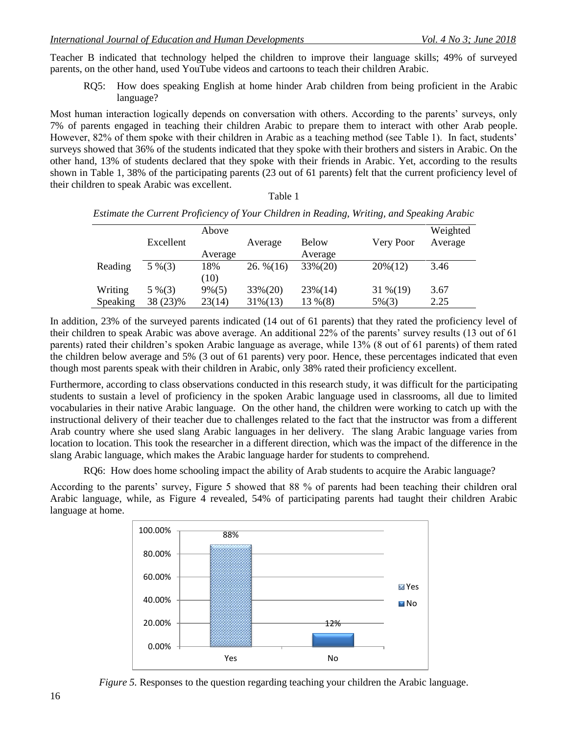Teacher B indicated that technology helped the children to improve their language skills; 49% of surveyed parents, on the other hand, used YouTube videos and cartoons to teach their children Arabic.

RQ5: How does speaking English at home hinder Arab children from being proficient in the Arabic language?

Most human interaction logically depends on conversation with others. According to the parents' surveys, only 7% of parents engaged in teaching their children Arabic to prepare them to interact with other Arab people. However, 82% of them spoke with their children in Arabic as a teaching method (see Table 1). In fact, students' surveys showed that 36% of the students indicated that they spoke with their brothers and sisters in Arabic. On the other hand, 13% of students declared that they spoke with their friends in Arabic. Yet, according to the results shown in Table 1, 38% of the participating parents (23 out of 61 parents) felt that the current proficiency level of their children to speak Arabic was excellent.

Table 1

*Estimate the Current Proficiency of Your Children in Reading, Writing, and Speaking Arabic*

| | Excellent | Above Average | Average | Below Average | Very Poor | Weighted Average |
|---|---|---|---|---|---|---|
| Reading | 5 %(3) | 18% (10) | 26. %(16) | 33%(20) | 20%(12) | 3.46 |
| Writing | 5 %(3) | 9%(5) | 33%(20) | 23%(14) | 31 %(19) | 3.67 |
| Speaking | 38 (23)% | 23(14) | 31%(13) | 13 %(8) | 5%(3) | 2.25 |

In addition, 23% of the surveyed parents indicated (14 out of 61 parents) that they rated the proficiency level of their children to speak Arabic was above average. An additional 22% of the parents' survey results (13 out of 61 parents) rated their children's spoken Arabic language as average, while 13% (8 out of 61 parents) of them rated the children below average and 5% (3 out of 61 parents) very poor. Hence, these percentages indicated that even though most parents speak with their children in Arabic, only 38% rated their proficiency excellent.

Furthermore, according to class observations conducted in this research study, it was difficult for the participating students to sustain a level of proficiency in the spoken Arabic language used in classrooms, all due to limited vocabularies in their native Arabic language. On the other hand, the children were working to catch up with the instructional delivery of their teacher due to challenges related to the fact that the instructor was from a different Arab country where she used slang Arabic languages in her delivery. The slang Arabic language varies from location to location. This took the researcher in a different direction, which was the impact of the difference in the slang Arabic language, which makes the Arabic language harder for students to comprehend.

RQ6: How does home schooling impact the ability of Arab students to acquire the Arabic language?

According to the parents' survey, Figure 5 showed that 88 % of parents had been teaching their children oral Arabic language, while, as Figure 4 revealed, 54% of participating parents had taught their children Arabic language at home.

100.00%
80.00%
60.00%
40.00%
20.00%
0.00%
88%
12%
Yes
No
Yes
No

*Figure 5.* Responses to the question regarding teaching your children the Arabic language.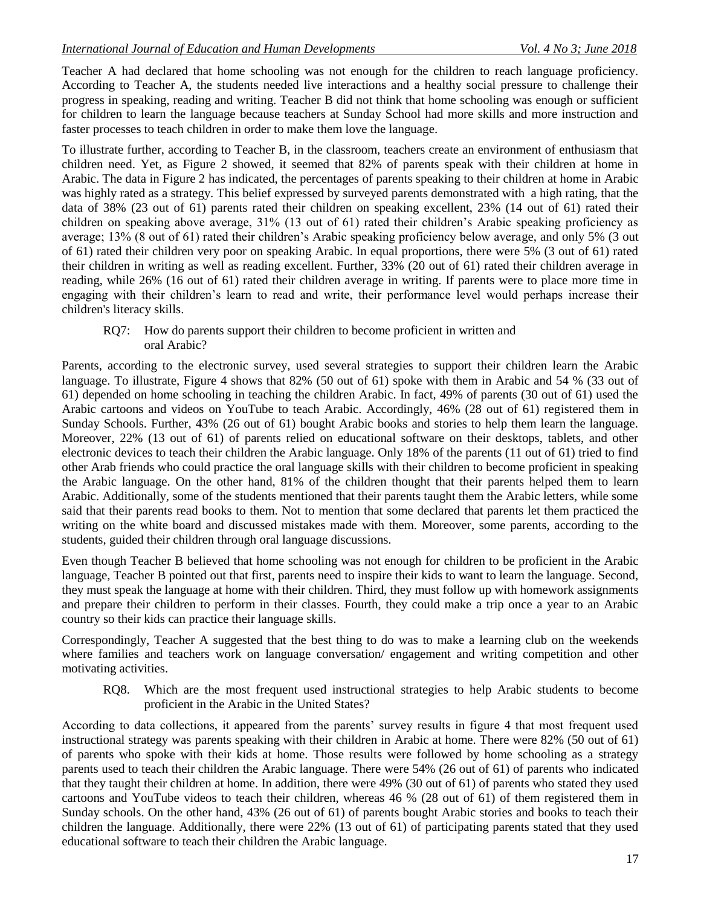Teacher A had declared that home schooling was not enough for the children to reach language proficiency. According to Teacher A, the students needed live interactions and a healthy social pressure to challenge their progress in speaking, reading and writing. Teacher B did not think that home schooling was enough or sufficient for children to learn the language because teachers at Sunday School had more skills and more instruction and faster processes to teach children in order to make them love the language.

To illustrate further, according to Teacher B, in the classroom, teachers create an environment of enthusiasm that children need. Yet, as Figure 2 showed, it seemed that 82% of parents speak with their children at home in Arabic. The data in Figure 2 has indicated, the percentages of parents speaking to their children at home in Arabic was highly rated as a strategy. This belief expressed by surveyed parents demonstrated with a high rating, that the data of 38% (23 out of 61) parents rated their children on speaking excellent, 23% (14 out of 61) rated their children on speaking above average, 31% (13 out of 61) rated their children's Arabic speaking proficiency as average; 13% (8 out of 61) rated their children's Arabic speaking proficiency below average, and only 5% (3 out of 61) rated their children very poor on speaking Arabic. In equal proportions, there were 5% (3 out of 61) rated their children in writing as well as reading excellent. Further, 33% (20 out of 61) rated their children average in reading, while 26% (16 out of 61) rated their children average in writing. If parents were to place more time in engaging with their children's learn to read and write, their performance level would perhaps increase their children's literacy skills.

RQ7: How do parents support their children to become proficient in written and oral Arabic?

Parents, according to the electronic survey, used several strategies to support their children learn the Arabic language. To illustrate, Figure 4 shows that 82% (50 out of 61) spoke with them in Arabic and 54 % (33 out of 61) depended on home schooling in teaching the children Arabic. In fact, 49% of parents (30 out of 61) used the Arabic cartoons and videos on YouTube to teach Arabic. Accordingly, 46% (28 out of 61) registered them in Sunday Schools. Further, 43% (26 out of 61) bought Arabic books and stories to help them learn the language. Moreover, 22% (13 out of 61) of parents relied on educational software on their desktops, tablets, and other electronic devices to teach their children the Arabic language. Only 18% of the parents (11 out of 61) tried to find other Arab friends who could practice the oral language skills with their children to become proficient in speaking the Arabic language. On the other hand, 81% of the children thought that their parents helped them to learn Arabic. Additionally, some of the students mentioned that their parents taught them the Arabic letters, while some said that their parents read books to them. Not to mention that some declared that parents let them practiced the writing on the white board and discussed mistakes made with them. Moreover, some parents, according to the students, guided their children through oral language discussions.

Even though Teacher B believed that home schooling was not enough for children to be proficient in the Arabic language, Teacher B pointed out that first, parents need to inspire their kids to want to learn the language. Second, they must speak the language at home with their children. Third, they must follow up with homework assignments and prepare their children to perform in their classes. Fourth, they could make a trip once a year to an Arabic country so their kids can practice their language skills.

Correspondingly, Teacher A suggested that the best thing to do was to make a learning club on the weekends where families and teachers work on language conversation/ engagement and writing competition and other motivating activities.

RQ8. Which are the most frequent used instructional strategies to help Arabic students to become proficient in the Arabic in the United States?

According to data collections, it appeared from the parents' survey results in figure 4 that most frequent used instructional strategy was parents speaking with their children in Arabic at home. There were 82% (50 out of 61) of parents who spoke with their kids at home. Those results were followed by home schooling as a strategy parents used to teach their children the Arabic language. There were 54% (26 out of 61) of parents who indicated that they taught their children at home. In addition, there were 49% (30 out of 61) of parents who stated they used cartoons and YouTube videos to teach their children, whereas 46 % (28 out of 61) of them registered them in Sunday schools. On the other hand, 43% (26 out of 61) of parents bought Arabic stories and books to teach their children the language. Additionally, there were 22% (13 out of 61) of participating parents stated that they used educational software to teach their children the Arabic language.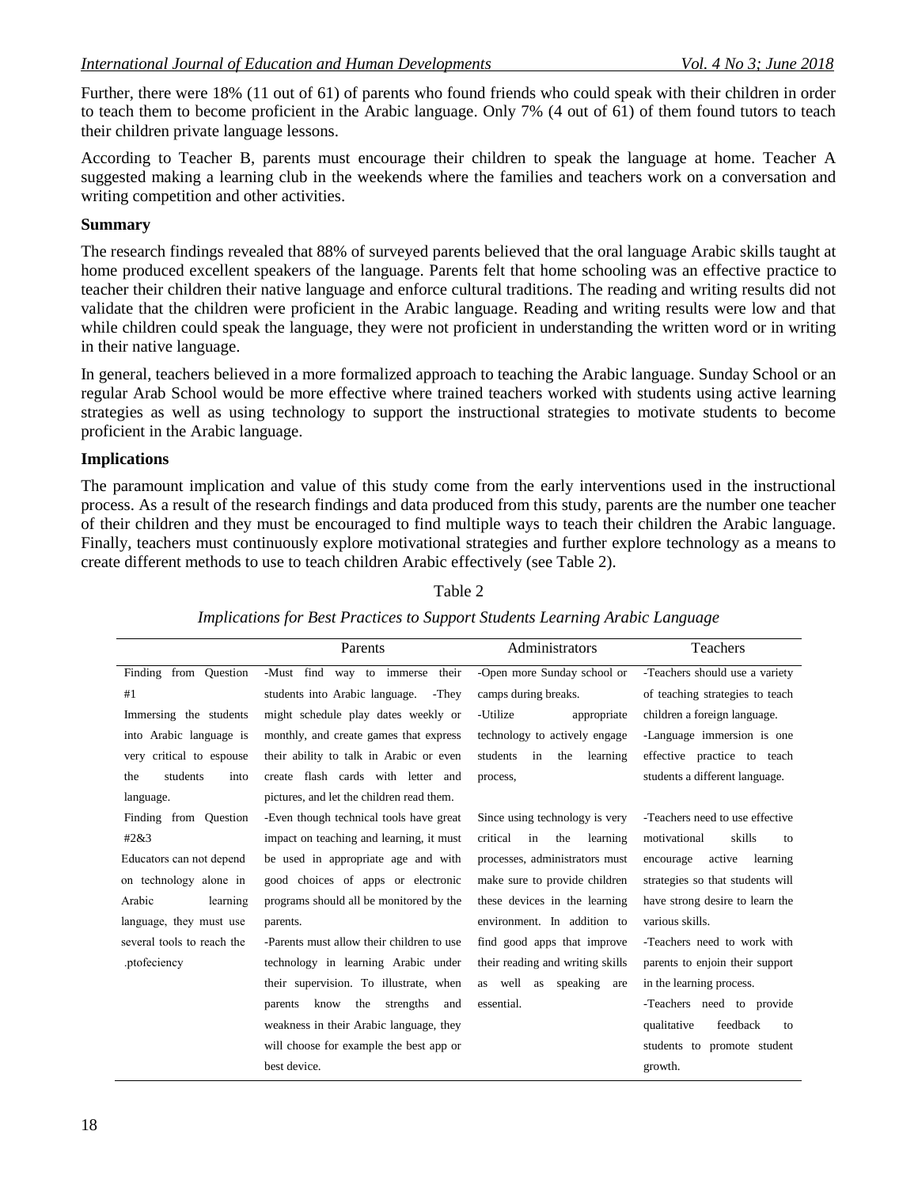Further, there were 18% (11 out of 61) of parents who found friends who could speak with their children in order to teach them to become proficient in the Arabic language. Only 7% (4 out of 61) of them found tutors to teach their children private language lessons.

According to Teacher B, parents must encourage their children to speak the language at home. Teacher A suggested making a learning club in the weekends where the families and teachers work on a conversation and writing competition and other activities.

**Summary**

The research findings revealed that 88% of surveyed parents believed that the oral language Arabic skills taught at home produced excellent speakers of the language. Parents felt that home schooling was an effective practice to teacher their children their native language and enforce cultural traditions. The reading and writing results did not validate that the children were proficient in the Arabic language. Reading and writing results were low and that while children could speak the language, they were not proficient in understanding the written word or in writing in their native language.

In general, teachers believed in a more formalized approach to teaching the Arabic language. Sunday School or an regular Arab School would be more effective where trained teachers worked with students using active learning strategies as well as using technology to support the instructional strategies to motivate students to become proficient in the Arabic language.

**Implications**

The paramount implication and value of this study come from the early interventions used in the instructional process. As a result of the research findings and data produced from this study, parents are the number one teacher of their children and they must be encouraged to find multiple ways to teach their children the Arabic language. Finally, teachers must continuously explore motivational strategies and further explore technology as a means to create different methods to use to teach children Arabic effectively (see Table 2).

Table 2

*Implications for Best Practices to Support Students Learning Arabic Language*

| | Parents | Administrators | Teachers |
|---|---|---|---|
| Finding from Question #1<br>Immersing the students into Arabic language is very critical to espouse the students into language. | -Must find way to immerse their students into Arabic language. -They might schedule play dates weekly or monthly, and create games that express their ability to talk in Arabic or even create flash cards with letter and pictures, and let the children read them. | -Open more Sunday school or camps during breaks.<br>-Utilize appropriate technology to actively engage students in the learning process, | -Teachers should use a variety of teaching strategies to teach children a foreign language.<br>-Language immersion is one effective practice to teach students a different language. |
| Finding from Question #2&3<br>Educators can not depend on technology alone in Arabic learning language, they must use several tools to reach the .ptofeciency | -Even though technical tools have great impact on teaching and learning, it must be used in appropriate age and with good choices of apps or electronic programs should all be monitored by the parents.<br>-Parents must allow their children to use technology in learning Arabic under their supervision. To illustrate, when parents know the strengths and weakness in their Arabic language, they will choose for example the best app or best device. | Since using technology is very critical in the learning processes, administrators must make sure to provide children these devices in the learning environment. In addition to find good apps that improve their reading and writing skills as well as speaking are essential. | -Teachers need to use effective motivational skills to encourage active learning strategies so that students will have strong desire to learn the various skills.<br>-Teachers need to work with parents to enjoin their support in the learning process.<br>-Teachers need to provide qualitative feedback to students to promote student growth. |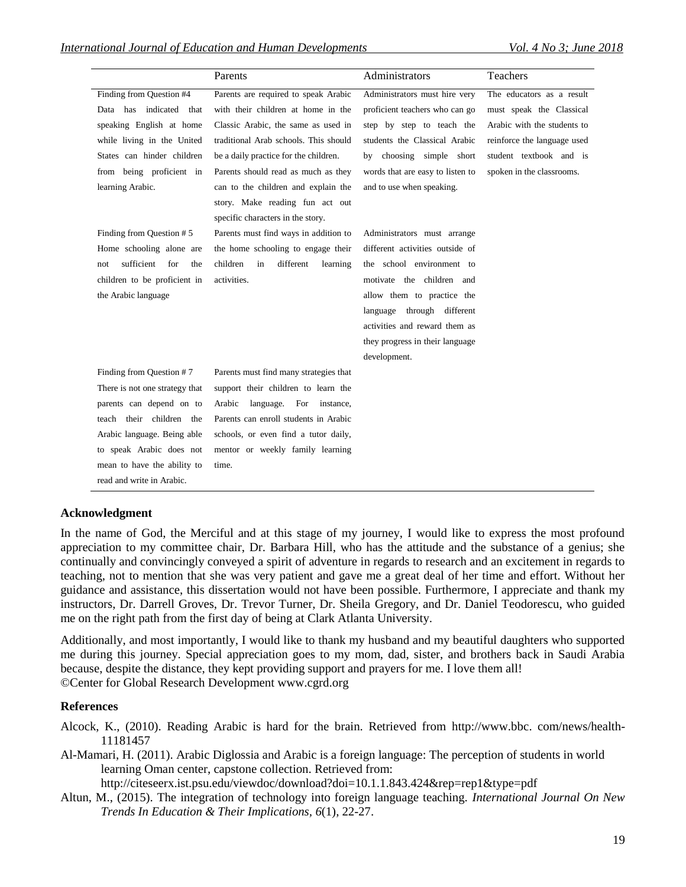| | Parents | Administrators | Teachers |
|---|---|---|---|
| Finding from Question #4 Data has indicated that speaking English at home while living in the United States can hinder children from being proficient in learning Arabic. | Parents are required to speak Arabic with their children at home in the Classic Arabic, the same as used in traditional Arab schools. This should be a daily practice for the children. Parents should read as much as they can to the children and explain the story. Make reading fun act out specific characters in the story. | Administrators must hire very proficient teachers who can go step by step to teach the students the Classical Arabic by choosing simple short words that are easy to listen to and to use when speaking. | The educators as a result must speak the Classical Arabic with the students to reinforce the language used student textbook and is spoken in the classrooms. |
| Finding from Question # 5 Home schooling alone are not sufficient for the children to be proficient in the Arabic language | Parents must find ways in addition to the home schooling to engage their children in different learning activities. | Administrators must arrange different activities outside of the school environment to motivate the children and allow them to practice the language through different activities and reward them as they progress in their language development. | |
| Finding from Question # 7 There is not one strategy that parents can depend on to teach their children the Arabic language. Being able to speak Arabic does not mean to have the ability to read and write in Arabic. | Parents must find many strategies that support their children to learn the Arabic language. For instance, Parents can enroll students in Arabic schools, or even find a tutor daily, mentor or weekly family learning time. | | |

## Acknowledgment

In the name of God, the Merciful and at this stage of my journey, I would like to express the most profound appreciation to my committee chair, Dr. Barbara Hill, who has the attitude and the substance of a genius; she continually and convincingly conveyed a spirit of adventure in regards to research and an excitement in regards to teaching, not to mention that she was very patient and gave me a great deal of her time and effort. Without her guidance and assistance, this dissertation would not have been possible. Furthermore, I appreciate and thank my instructors, Dr. Darrell Groves, Dr. Trevor Turner, Dr. Sheila Gregory, and Dr. Daniel Teodorescu, who guided me on the right path from the first day of being at Clark Atlanta University.

Additionally, and most importantly, I would like to thank my husband and my beautiful daughters who supported me during this journey. Special appreciation goes to my mom, dad, sister, and brothers back in Saudi Arabia because, despite the distance, they kept providing support and prayers for me. I love them all!
©Center for Global Research Development www.cgrd.org

## References

Alcock, K., (2010). Reading Arabic is hard for the brain. Retrieved from http://www.bbc. com/news/health-11181457

Al-Mamari, H. (2011). Arabic Diglossia and Arabic is a foreign language: The perception of students in world learning Oman center, capstone collection. Retrieved from: http://citeseerx.ist.psu.edu/viewdoc/download?doi=10.1.1.843.424&rep=rep1&type=pdf

Altun, M., (2015). The integration of technology into foreign language teaching. *International Journal On New Trends In Education & Their Implications, 6*(1), 22-27.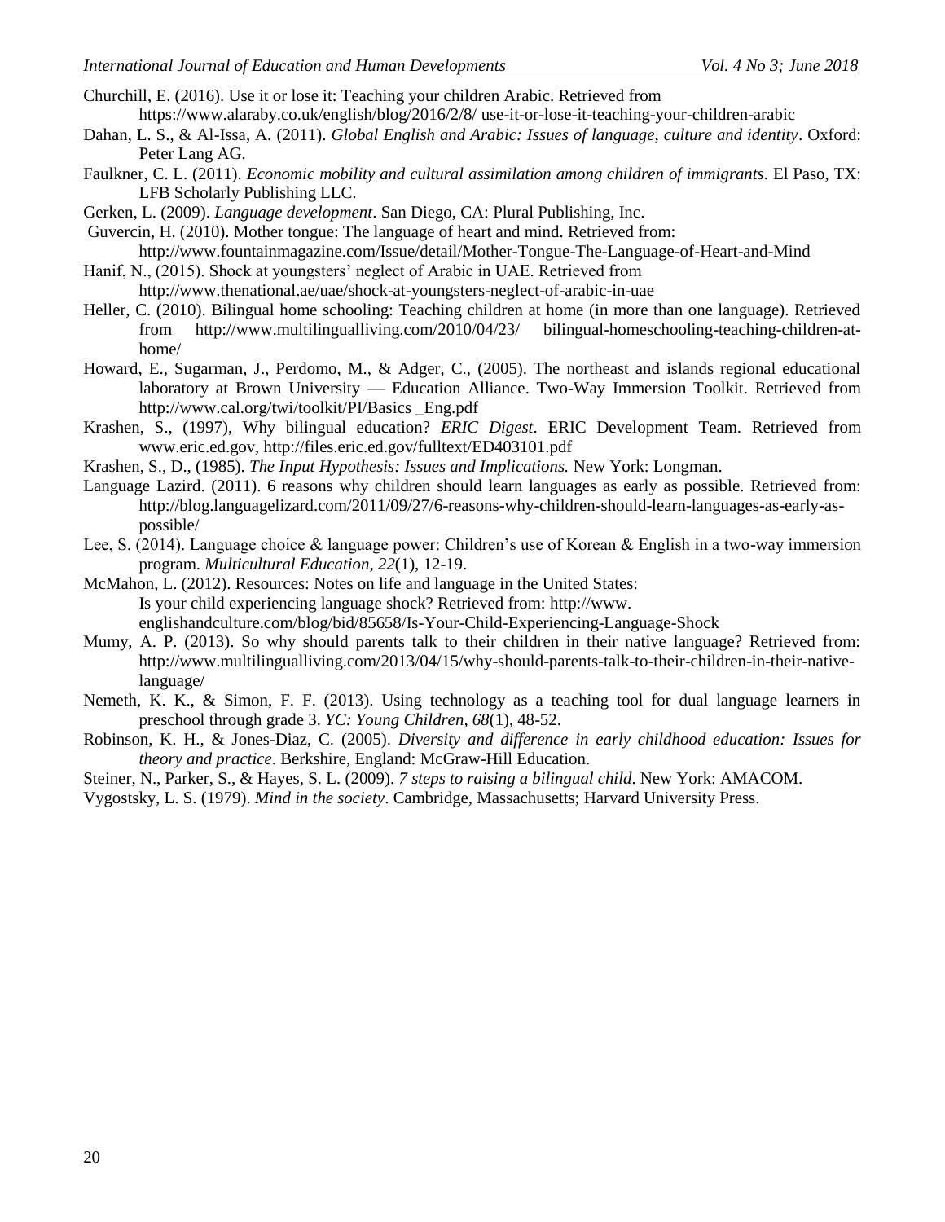Churchill, E. (2016). Use it or lose it: Teaching your children Arabic. Retrieved from https://www.alaraby.co.uk/english/blog/2016/2/8/ use-it-or-lose-it-teaching-your-children-arabic

Dahan, L. S., & Al-Issa, A. (2011). *Global English and Arabic: Issues of language, culture and identity*. Oxford: Peter Lang AG.

Faulkner, C. L. (2011). *Economic mobility and cultural assimilation among children of immigrants*. El Paso, TX: LFB Scholarly Publishing LLC.

Gerken, L. (2009). *Language development*. San Diego, CA: Plural Publishing, Inc.

Guvercin, H. (2010). Mother tongue: The language of heart and mind. Retrieved from: http://www.fountainmagazine.com/Issue/detail/Mother-Tongue-The-Language-of-Heart-and-Mind

Hanif, N., (2015). Shock at youngsters' neglect of Arabic in UAE. Retrieved from http://www.thenational.ae/uae/shock-at-youngsters-neglect-of-arabic-in-uae

Heller, C. (2010). Bilingual home schooling: Teaching children at home (in more than one language). Retrieved from http://www.multilingualliving.com/2010/04/23/ bilingual-homeschooling-teaching-children-at-home/

Howard, E., Sugarman, J., Perdomo, M., & Adger, C., (2005). The northeast and islands regional educational laboratory at Brown University — Education Alliance. Two-Way Immersion Toolkit. Retrieved from http://www.cal.org/twi/toolkit/PI/Basics _Eng.pdf

Krashen, S., (1997), Why bilingual education? *ERIC Digest*. ERIC Development Team. Retrieved from www.eric.ed.gov, http://files.eric.ed.gov/fulltext/ED403101.pdf

Krashen, S., D., (1985). *The Input Hypothesis: Issues and Implications.* New York: Longman.

Language Lazird. (2011). 6 reasons why children should learn languages as early as possible. Retrieved from: http://blog.languagelizard.com/2011/09/27/6-reasons-why-children-should-learn-languages-as-early-as-possible/

Lee, S. (2014). Language choice & language power: Children's use of Korean & English in a two-way immersion program. *Multicultural Education, 22*(1), 12-19.

McMahon, L. (2012). Resources: Notes on life and language in the United States: Is your child experiencing language shock? Retrieved from: http://www. englishandculture.com/blog/bid/85658/Is-Your-Child-Experiencing-Language-Shock

Mumy, A. P. (2013). So why should parents talk to their children in their native language? Retrieved from: http://www.multilingualliving.com/2013/04/15/why-should-parents-talk-to-their-children-in-their-native-language/

Nemeth, K. K., & Simon, F. F. (2013). Using technology as a teaching tool for dual language learners in preschool through grade 3. *YC: Young Children, 68*(1), 48-52.

Robinson, K. H., & Jones-Diaz, C. (2005). *Diversity and difference in early childhood education: Issues for theory and practice*. Berkshire, England: McGraw-Hill Education.

Steiner, N., Parker, S., & Hayes, S. L. (2009). *7 steps to raising a bilingual child*. New York: AMACOM.

Vygostsky, L. S. (1979). *Mind in the society*. Cambridge, Massachusetts; Harvard University Press.